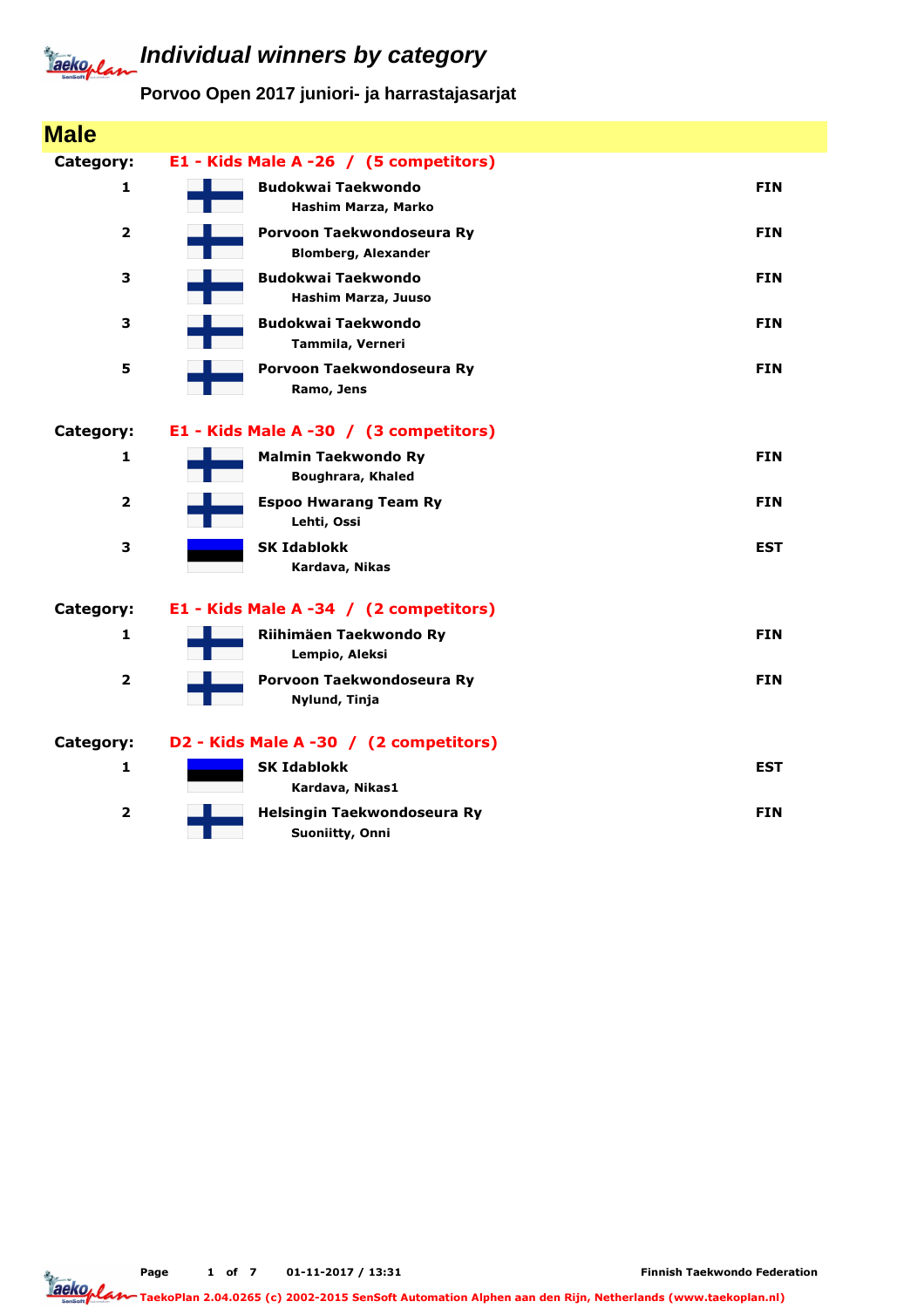# Individual winners by category

**Porvoo Open 2017 juniori- ja harrastajasarjat**

## Male

**Category: E1 - Kids Male A -26 / (5 competitors)**

| Rank | Club / Name | Country |
|---|---|---|
| 1 | **Budokwai Taekwondo**<br>Hashim Marza, Marko | FIN |
| 2 | **Porvoon Taekwondoseura Ry**<br>Blomberg, Alexander | FIN |
| 3 | **Budokwai Taekwondo**<br>Hashim Marza, Juuso | FIN |
| 3 | **Budokwai Taekwondo**<br>Tammila, Verneri | FIN |
| 5 | **Porvoon Taekwondoseura Ry**<br>Ramo, Jens | FIN |

**Category: E1 - Kids Male A -30 / (3 competitors)**

| Rank | Club / Name | Country |
|---|---|---|
| 1 | **Malmin Taekwondo Ry**<br>Boughrara, Khaled | FIN |
| 2 | **Espoo Hwarang Team Ry**<br>Lehti, Ossi | FIN |
| 3 | **SK Idablokk**<br>Kardava, Nikas | EST |

**Category: E1 - Kids Male A -34 / (2 competitors)**

| Rank | Club / Name | Country |
|---|---|---|
| 1 | **Riihimäen Taekwondo Ry**<br>Lempio, Aleksi | FIN |
| 2 | **Porvoon Taekwondoseura Ry**<br>Nylund, Tinja | FIN |

**Category: D2 - Kids Male A -30 / (2 competitors)**

| Rank | Club / Name | Country |
|---|---|---|
| 1 | **SK Idablokk**<br>Kardava, Nikas1 | EST |
| 2 | **Helsingin Taekwondoseura Ry**<br>Suoniitty, Onni | FIN |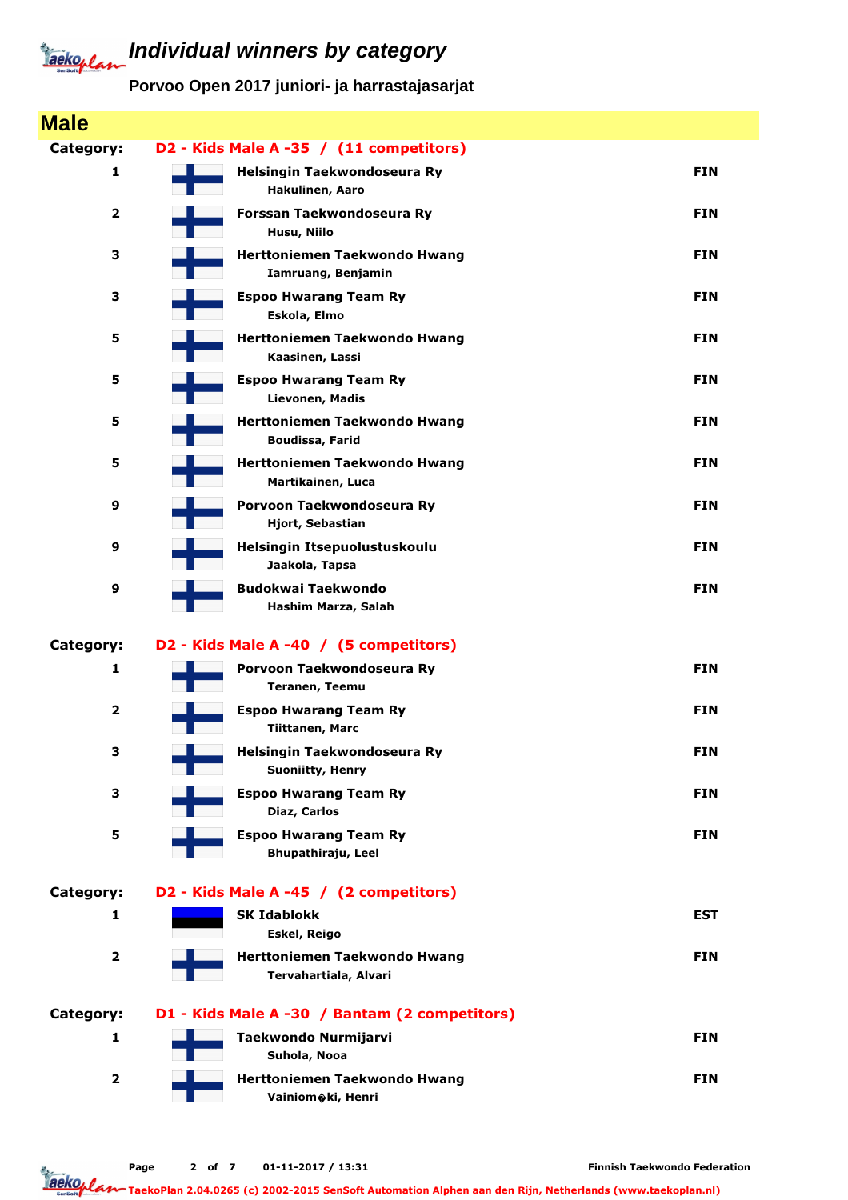# Individual winners by category

**Porvoo Open 2017 juniori- ja harrastajasarjat**

## Male

### Category: D2 - Kids Male A -35 / (11 competitors)

| Rank | Club / Name | Country |
|---|---|---|
| 1 | **Helsingin Taekwondoseura Ry** Hakulinen, Aaro | FIN |
| 2 | **Forssan Taekwondoseura Ry** Husu, Niilo | FIN |
| 3 | **Herttoniemen Taekwondo Hwang** Iamruang, Benjamin | FIN |
| 3 | **Espoo Hwarang Team Ry** Eskola, Elmo | FIN |
| 5 | **Herttoniemen Taekwondo Hwang** Kaasinen, Lassi | FIN |
| 5 | **Espoo Hwarang Team Ry** Lievonen, Madis | FIN |
| 5 | **Herttoniemen Taekwondo Hwang** Boudissa, Farid | FIN |
| 5 | **Herttoniemen Taekwondo Hwang** Martikainen, Luca | FIN |
| 9 | **Porvoon Taekwondoseura Ry** Hjort, Sebastian | FIN |
| 9 | **Helsingin Itsepuolustuskoulu** Jaakola, Tapsa | FIN |
| 9 | **Budokwai Taekwondo** Hashim Marza, Salah | FIN |

### Category: D2 - Kids Male A -40 / (5 competitors)

| Rank | Club / Name | Country |
|---|---|---|
| 1 | **Porvoon Taekwondoseura Ry** Teranen, Teemu | FIN |
| 2 | **Espoo Hwarang Team Ry** Tiittanen, Marc | FIN |
| 3 | **Helsingin Taekwondoseura Ry** Suoniitty, Henry | FIN |
| 3 | **Espoo Hwarang Team Ry** Diaz, Carlos | FIN |
| 5 | **Espoo Hwarang Team Ry** Bhupathiraju, Leel | FIN |

### Category: D2 - Kids Male A -45 / (2 competitors)

| Rank | Club / Name | Country |
|---|---|---|
| 1 | **SK Idablokk** Eskel, Reigo | EST |
| 2 | **Herttoniemen Taekwondo Hwang** Tervahartiala, Alvari | FIN |

### Category: D1 - Kids Male A -30 / Bantam (2 competitors)

| Rank | Club / Name | Country |
|---|---|---|
| 1 | **Taekwondo Nurmijarvi** Suhola, Nooa | FIN |
| 2 | **Herttoniemen Taekwondo Hwang** Vainiom�ki, Henri | FIN |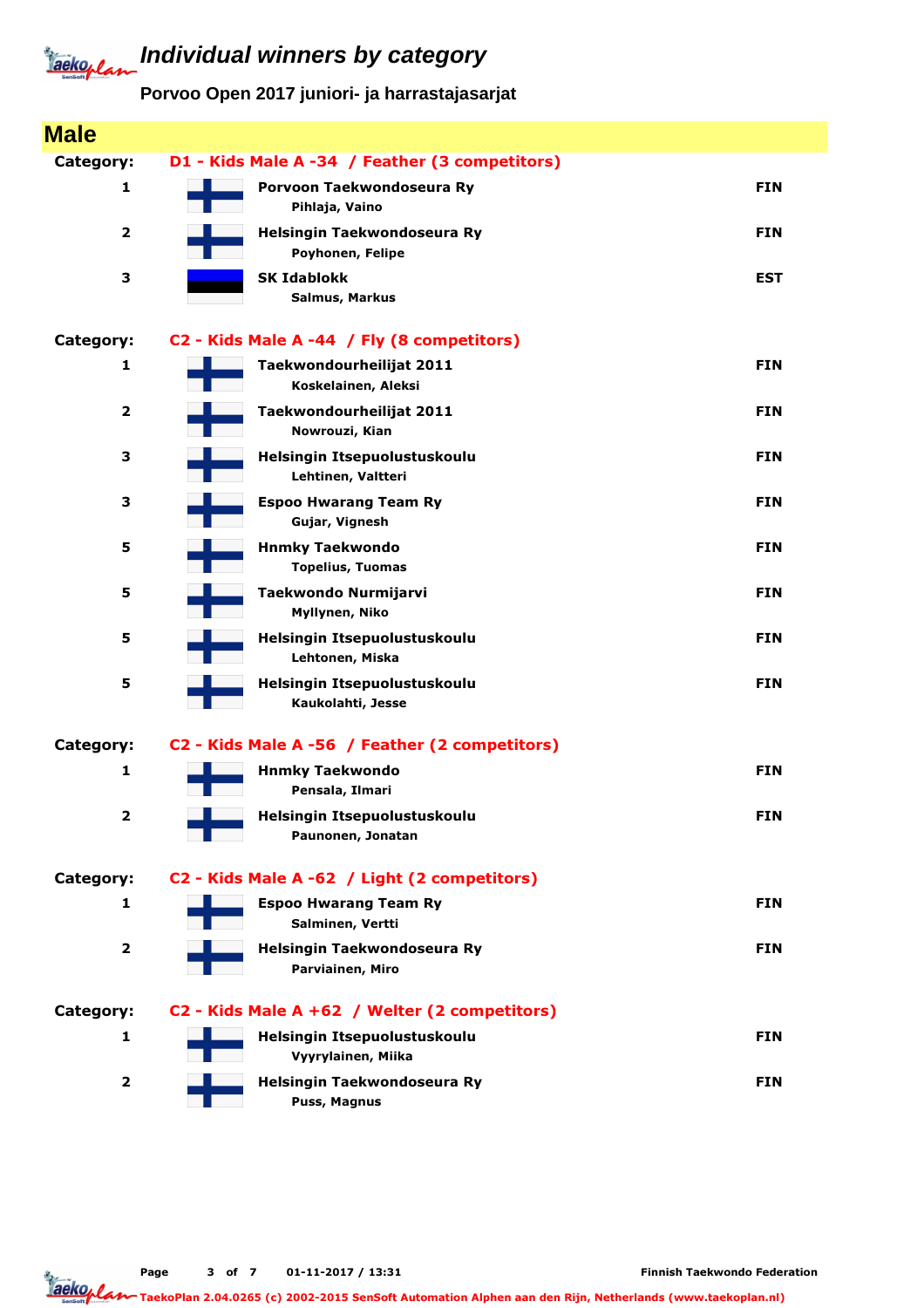# Individual winners by category

**Porvoo Open 2017 juniori- ja harrastajasarjat**

## Male

**Category:** D1 - Kids Male A -34 / Feather (3 competitors)

| Place | Club / Name | Country |
|---|---|---|
| 1 | **Porvoon Taekwondoseura Ry**<br>Pihlaja, Vaino | FIN |
| 2 | **Helsingin Taekwondoseura Ry**<br>Poyhonen, Felipe | FIN |
| 3 | **SK Idablokk**<br>Salmus, Markus | EST |

**Category:** C2 - Kids Male A -44 / Fly (8 competitors)

| Place | Club / Name | Country |
|---|---|---|
| 1 | **Taekwondourheilijat 2011**<br>Koskelainen, Aleksi | FIN |
| 2 | **Taekwondourheilijat 2011**<br>Nowrouzi, Kian | FIN |
| 3 | **Helsingin Itsepuolustuskoulu**<br>Lehtinen, Valtteri | FIN |
| 3 | **Espoo Hwarang Team Ry**<br>Gujar, Vignesh | FIN |
| 5 | **Hnmky Taekwondo**<br>Topelius, Tuomas | FIN |
| 5 | **Taekwondo Nurmijarvi**<br>Myllynen, Niko | FIN |
| 5 | **Helsingin Itsepuolustuskoulu**<br>Lehtonen, Miska | FIN |
| 5 | **Helsingin Itsepuolustuskoulu**<br>Kaukolahti, Jesse | FIN |

**Category:** C2 - Kids Male A -56 / Feather (2 competitors)

| Place | Club / Name | Country |
|---|---|---|
| 1 | **Hnmky Taekwondo**<br>Pensala, Ilmari | FIN |
| 2 | **Helsingin Itsepuolustuskoulu**<br>Paunonen, Jonatan | FIN |

**Category:** C2 - Kids Male A -62 / Light (2 competitors)

| Place | Club / Name | Country |
|---|---|---|
| 1 | **Espoo Hwarang Team Ry**<br>Salminen, Vertti | FIN |
| 2 | **Helsingin Taekwondoseura Ry**<br>Parviainen, Miro | FIN |

**Category:** C2 - Kids Male A +62 / Welter (2 competitors)

| Place | Club / Name | Country |
|---|---|---|
| 1 | **Helsingin Itsepuolustuskoulu**<br>Vyyrylainen, Miika | FIN |
| 2 | **Helsingin Taekwondoseura Ry**<br>Puss, Magnus | FIN |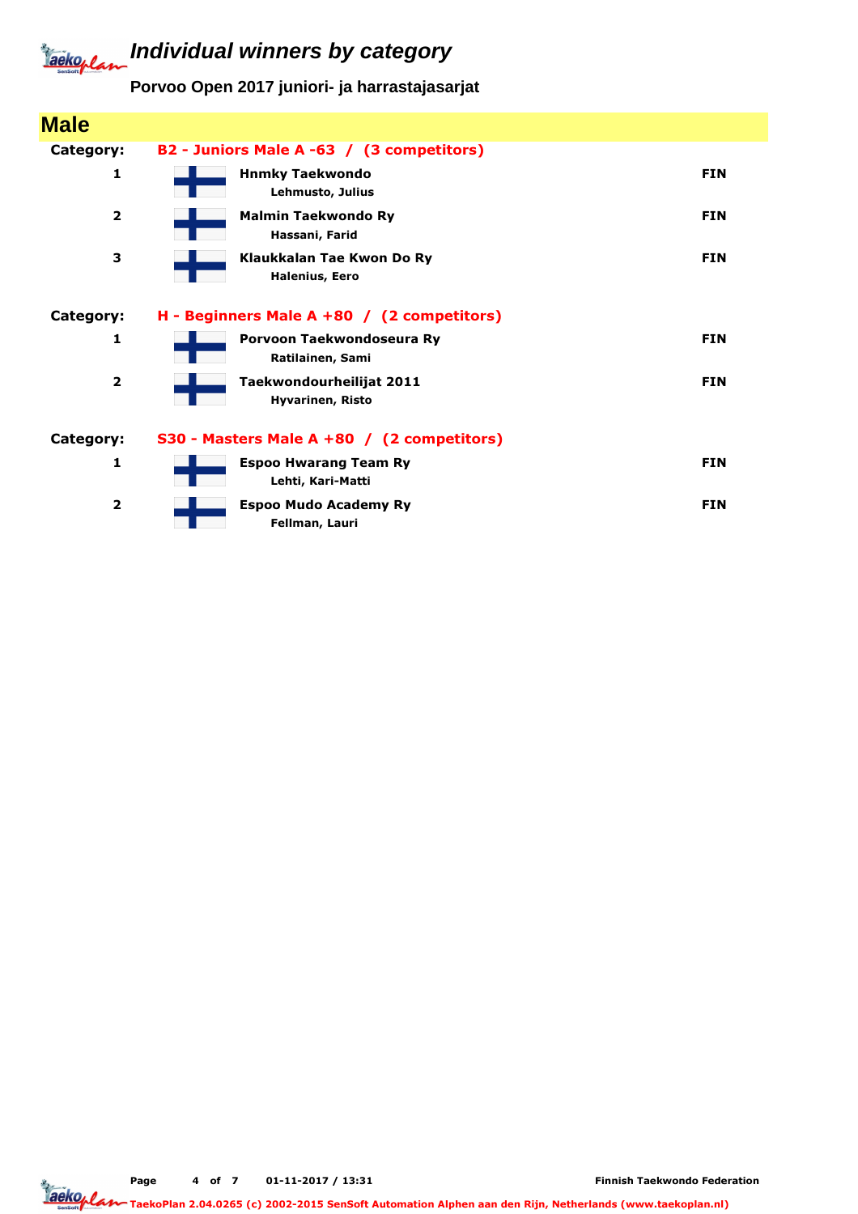# Individual winners by category

**Porvoo Open 2017 juniori- ja harrastajasarjat**

## Male

**Category:** B2 - Juniors Male A -63 / (3 competitors)

| Place | Club / Name | Country |
|---|---|---|
| 1 | **Hnmky Taekwondo**<br>Lehmusto, Julius | FIN |
| 2 | **Malmin Taekwondo Ry**<br>Hassani, Farid | FIN |
| 3 | **Klaukkalan Tae Kwon Do Ry**<br>Halenius, Eero | FIN |

**Category:** H - Beginners Male A +80 / (2 competitors)

| Place | Club / Name | Country |
|---|---|---|
| 1 | **Porvoon Taekwondoseura Ry**<br>Ratilainen, Sami | FIN |
| 2 | **Taekwondourheilijat 2011**<br>Hyvarinen, Risto | FIN |

**Category:** S30 - Masters Male A +80 / (2 competitors)

| Place | Club / Name | Country |
|---|---|---|
| 1 | **Espoo Hwarang Team Ry**<br>Lehti, Kari-Matti | FIN |
| 2 | **Espoo Mudo Academy Ry**<br>Fellman, Lauri | FIN |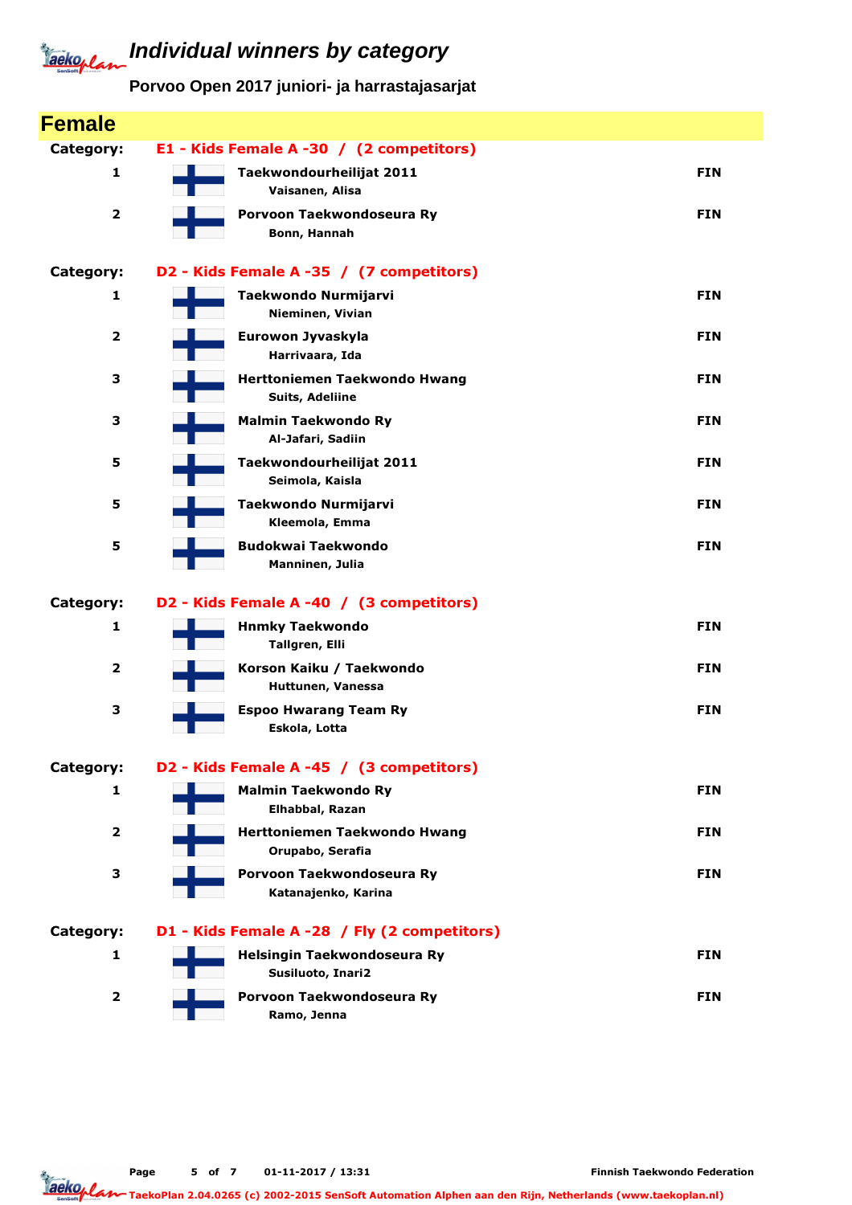# Individual winners by category

## Porvoo Open 2017 juniori- ja harrastajasarjat

## Female

**Category: E1 - Kids Female A -30 / (2 competitors)**

| Place | Club / Name | Country |
|---|---|---|
| 1 | **Taekwondourheilijat 2011**<br>Vaisanen, Alisa | FIN |
| 2 | **Porvoon Taekwondoseura Ry**<br>Bonn, Hannah | FIN |

**Category: D2 - Kids Female A -35 / (7 competitors)**

| Place | Club / Name | Country |
|---|---|---|
| 1 | **Taekwondo Nurmijarvi**<br>Nieminen, Vivian | FIN |
| 2 | **Eurowon Jyvaskyla**<br>Harrivaara, Ida | FIN |
| 3 | **Herttoniemen Taekwondo Hwang**<br>Suits, Adeliine | FIN |
| 3 | **Malmin Taekwondo Ry**<br>Al-Jafari, Sadiin | FIN |
| 5 | **Taekwondourheilijat 2011**<br>Seimola, Kaisla | FIN |
| 5 | **Taekwondo Nurmijarvi**<br>Kleemola, Emma | FIN |
| 5 | **Budokwai Taekwondo**<br>Manninen, Julia | FIN |

**Category: D2 - Kids Female A -40 / (3 competitors)**

| Place | Club / Name | Country |
|---|---|---|
| 1 | **Hnmky Taekwondo**<br>Tallgren, Elli | FIN |
| 2 | **Korson Kaiku / Taekwondo**<br>Huttunen, Vanessa | FIN |
| 3 | **Espoo Hwarang Team Ry**<br>Eskola, Lotta | FIN |

**Category: D2 - Kids Female A -45 / (3 competitors)**

| Place | Club / Name | Country |
|---|---|---|
| 1 | **Malmin Taekwondo Ry**<br>Elhabbal, Razan | FIN |
| 2 | **Herttoniemen Taekwondo Hwang**<br>Orupabo, Serafia | FIN |
| 3 | **Porvoon Taekwondoseura Ry**<br>Katanajenko, Karina | FIN |

**Category: D1 - Kids Female A -28 / Fly (2 competitors)**

| Place | Club / Name | Country |
|---|---|---|
| 1 | **Helsingin Taekwondoseura Ry**<br>Susiluoto, Inari2 | FIN |
| 2 | **Porvoon Taekwondoseura Ry**<br>Ramo, Jenna | FIN |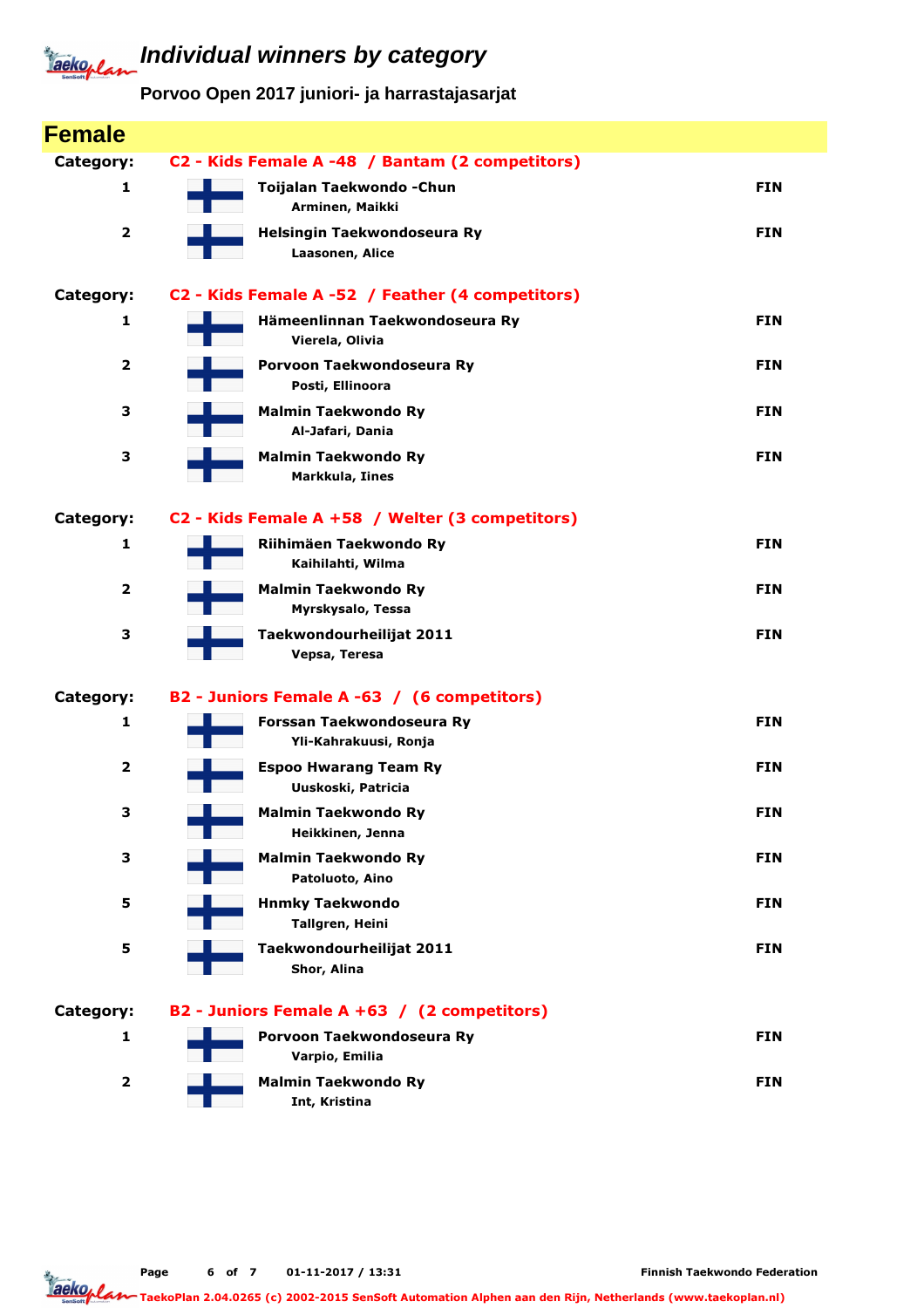# Individual winners by category

**Porvoo Open 2017 juniori- ja harrastajasarjat**

## Female

**Category: C2 - Kids Female A -48 / Bantam (2 competitors)**

| Place | Club / Name | Country |
|---|---|---|
| 1 | **Toijalan Taekwondo -Chun** <br> Arminen, Maikki | FIN |
| 2 | **Helsingin Taekwondoseura Ry** <br> Laasonen, Alice | FIN |

**Category: C2 - Kids Female A -52 / Feather (4 competitors)**

| Place | Club / Name | Country |
|---|---|---|
| 1 | **Hämeenlinnan Taekwondoseura Ry** <br> Vierela, Olivia | FIN |
| 2 | **Porvoon Taekwondoseura Ry** <br> Posti, Ellinoora | FIN |
| 3 | **Malmin Taekwondo Ry** <br> Al-Jafari, Dania | FIN |
| 3 | **Malmin Taekwondo Ry** <br> Markkula, Iines | FIN |

**Category: C2 - Kids Female A +58 / Welter (3 competitors)**

| Place | Club / Name | Country |
|---|---|---|
| 1 | **Riihimäen Taekwondo Ry** <br> Kaihilahti, Wilma | FIN |
| 2 | **Malmin Taekwondo Ry** <br> Myrskysalo, Tessa | FIN |
| 3 | **Taekwondourheilijat 2011** <br> Vepsa, Teresa | FIN |

**Category: B2 - Juniors Female A -63 / (6 competitors)**

| Place | Club / Name | Country |
|---|---|---|
| 1 | **Forssan Taekwondoseura Ry** <br> Yli-Kahrakuusi, Ronja | FIN |
| 2 | **Espoo Hwarang Team Ry** <br> Uuskoski, Patricia | FIN |
| 3 | **Malmin Taekwondo Ry** <br> Heikkinen, Jenna | FIN |
| 3 | **Malmin Taekwondo Ry** <br> Patoluoto, Aino | FIN |
| 5 | **Hnmky Taekwondo** <br> Tallgren, Heini | FIN |
| 5 | **Taekwondourheilijat 2011** <br> Shor, Alina | FIN |

**Category: B2 - Juniors Female A +63 / (2 competitors)**

| Place | Club / Name | Country |
|---|---|---|
| 1 | **Porvoon Taekwondoseura Ry** <br> Varpio, Emilia | FIN |
| 2 | **Malmin Taekwondo Ry** <br> Int, Kristina | FIN |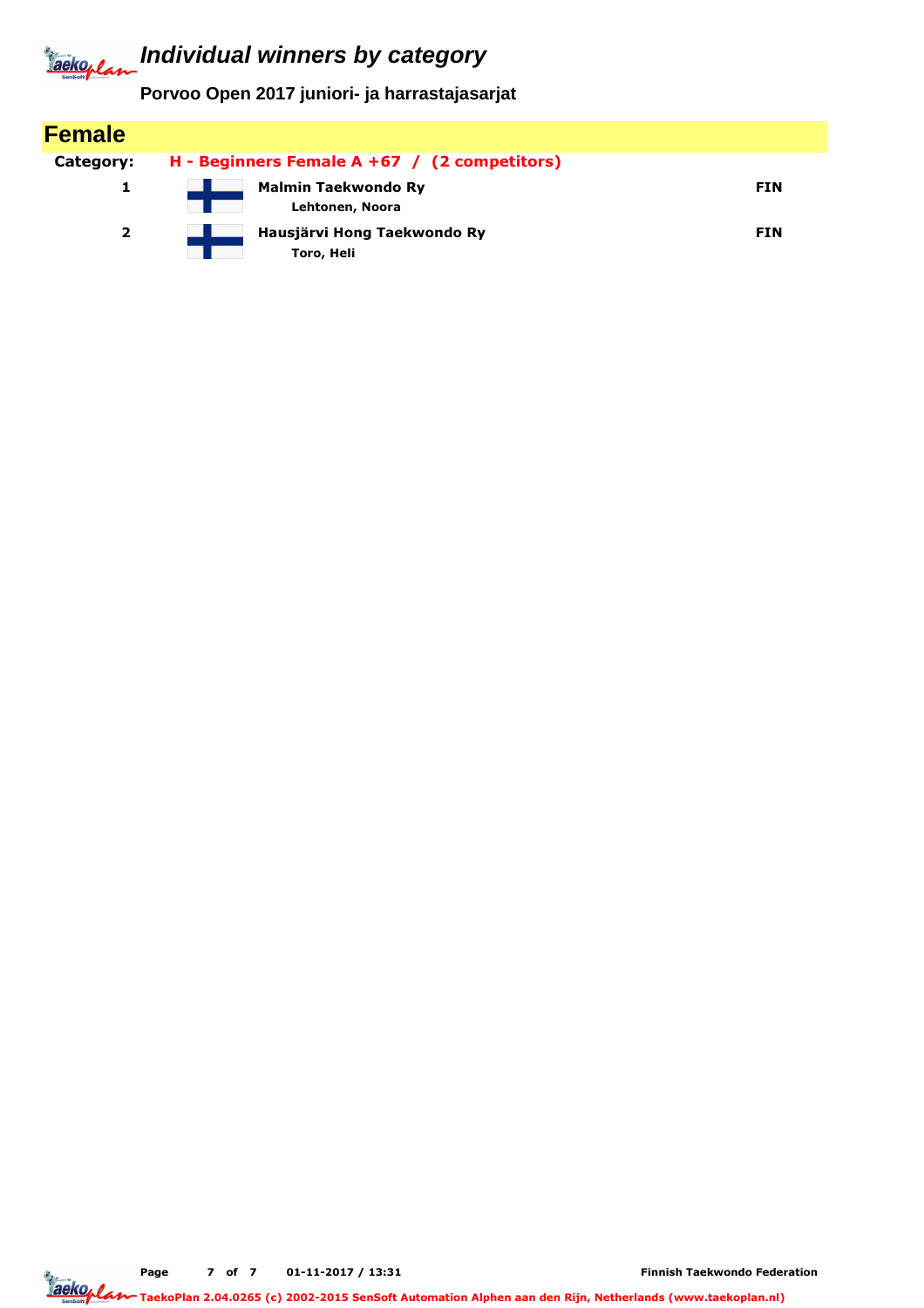# Individual winners by category

**Porvoo Open 2017 juniori- ja harrastajasarjat**

## Female

**Category:** **H - Beginners Female A +67 / (2 competitors)**

| | | |
|---|---|---|
| 1 | **Malmin Taekwondo Ry**<br>**Lehtonen, Noora** | **FIN** |
| 2 | **Hausjärvi Hong Taekwondo Ry**<br>**Toro, Heli** | **FIN** |

01-11-2017 / 13:31

Finnish Taekwondo Federation

TaekoPlan 2.04.0265 (c) 2002-2015 SenSoft Automation Alphen aan den Rijn, Netherlands (www.taekoplan.nl)